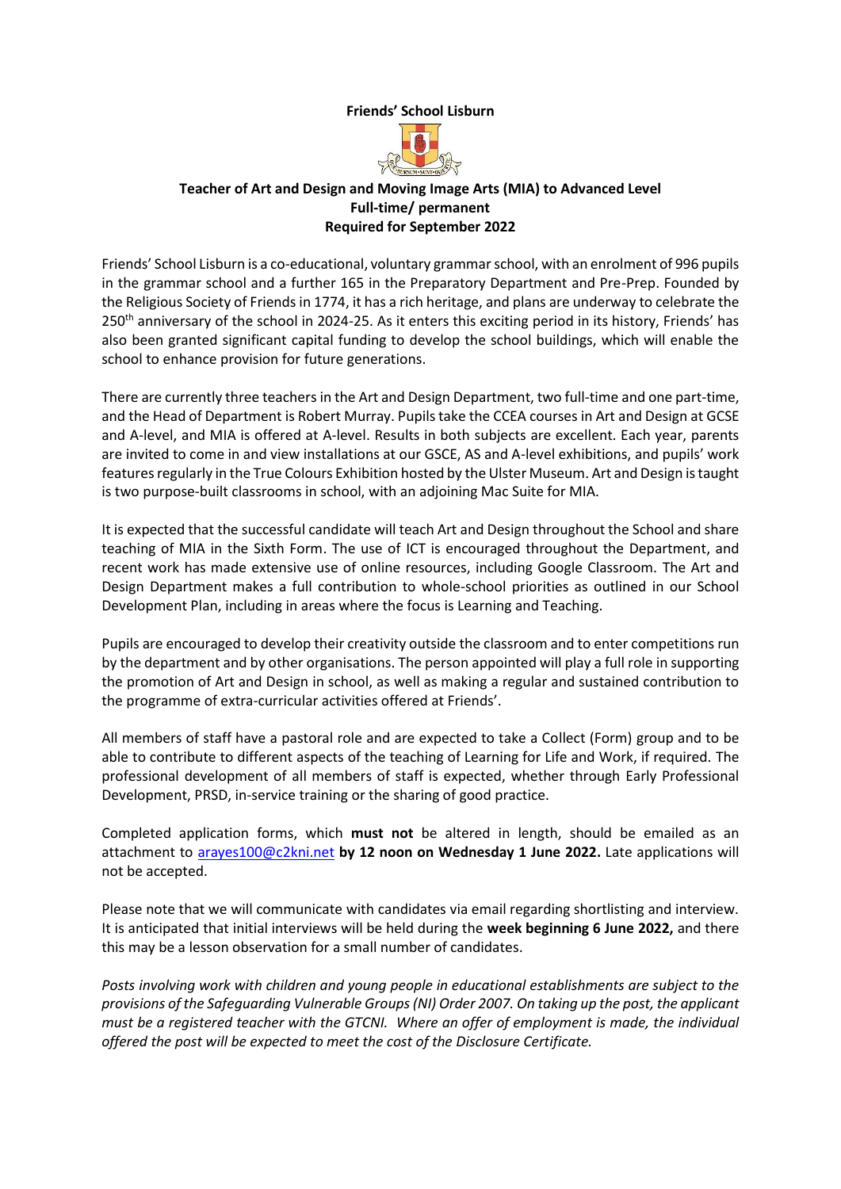**Friends' School Lisburn**

**Teacher of Art and Design and Moving Image Arts (MIA) to Advanced Level**
**Full-time/ permanent**
**Required for September 2022**

Friends' School Lisburn is a co-educational, voluntary grammar school, with an enrolment of 996 pupils in the grammar school and a further 165 in the Preparatory Department and Pre-Prep. Founded by the Religious Society of Friends in 1774, it has a rich heritage, and plans are underway to celebrate the 250th anniversary of the school in 2024-25. As it enters this exciting period in its history, Friends' has also been granted significant capital funding to develop the school buildings, which will enable the school to enhance provision for future generations.

There are currently three teachers in the Art and Design Department, two full-time and one part-time, and the Head of Department is Robert Murray. Pupils take the CCEA courses in Art and Design at GCSE and A-level, and MIA is offered at A-level. Results in both subjects are excellent. Each year, parents are invited to come in and view installations at our GSCE, AS and A-level exhibitions, and pupils' work features regularly in the True Colours Exhibition hosted by the Ulster Museum. Art and Design is taught is two purpose-built classrooms in school, with an adjoining Mac Suite for MIA.

It is expected that the successful candidate will teach Art and Design throughout the School and share teaching of MIA in the Sixth Form. The use of ICT is encouraged throughout the Department, and recent work has made extensive use of online resources, including Google Classroom. The Art and Design Department makes a full contribution to whole-school priorities as outlined in our School Development Plan, including in areas where the focus is Learning and Teaching.

Pupils are encouraged to develop their creativity outside the classroom and to enter competitions run by the department and by other organisations. The person appointed will play a full role in supporting the promotion of Art and Design in school, as well as making a regular and sustained contribution to the programme of extra-curricular activities offered at Friends'.

All members of staff have a pastoral role and are expected to take a Collect (Form) group and to be able to contribute to different aspects of the teaching of Learning for Life and Work, if required. The professional development of all members of staff is expected, whether through Early Professional Development, PRSD, in-service training or the sharing of good practice.

Completed application forms, which **must not** be altered in length, should be emailed as an attachment to [arayes100@c2kni.net](mailto:arayes100@c2kni.net) **by 12 noon on Wednesday 1 June 2022.** Late applications will not be accepted.

Please note that we will communicate with candidates via email regarding shortlisting and interview. It is anticipated that initial interviews will be held during the **week beginning 6 June 2022,** and there this may be a lesson observation for a small number of candidates.

*Posts involving work with children and young people in educational establishments are subject to the provisions of the Safeguarding Vulnerable Groups (NI) Order 2007. On taking up the post, the applicant must be a registered teacher with the GTCNI. Where an offer of employment is made, the individual offered the post will be expected to meet the cost of the Disclosure Certificate.*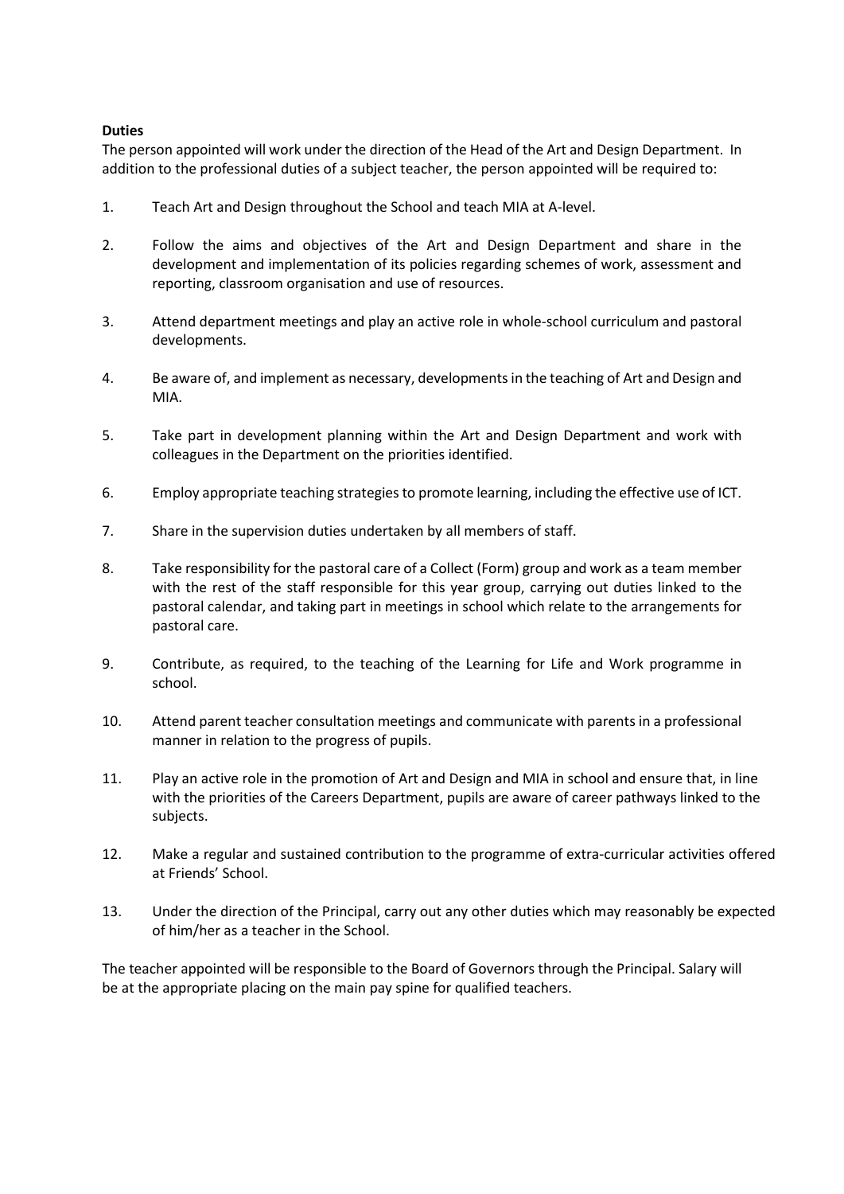**Duties**

The person appointed will work under the direction of the Head of the Art and Design Department. In addition to the professional duties of a subject teacher, the person appointed will be required to:

1. Teach Art and Design throughout the School and teach MIA at A-level.

2. Follow the aims and objectives of the Art and Design Department and share in the development and implementation of its policies regarding schemes of work, assessment and reporting, classroom organisation and use of resources.

3. Attend department meetings and play an active role in whole-school curriculum and pastoral developments.

4. Be aware of, and implement as necessary, developments in the teaching of Art and Design and MIA.

5. Take part in development planning within the Art and Design Department and work with colleagues in the Department on the priorities identified.

6. Employ appropriate teaching strategies to promote learning, including the effective use of ICT.

7. Share in the supervision duties undertaken by all members of staff.

8. Take responsibility for the pastoral care of a Collect (Form) group and work as a team member with the rest of the staff responsible for this year group, carrying out duties linked to the pastoral calendar, and taking part in meetings in school which relate to the arrangements for pastoral care.

9. Contribute, as required, to the teaching of the Learning for Life and Work programme in school.

10. Attend parent teacher consultation meetings and communicate with parents in a professional manner in relation to the progress of pupils.

11. Play an active role in the promotion of Art and Design and MIA in school and ensure that, in line with the priorities of the Careers Department, pupils are aware of career pathways linked to the subjects.

12. Make a regular and sustained contribution to the programme of extra-curricular activities offered at Friends' School.

13. Under the direction of the Principal, carry out any other duties which may reasonably be expected of him/her as a teacher in the School.

The teacher appointed will be responsible to the Board of Governors through the Principal. Salary will be at the appropriate placing on the main pay spine for qualified teachers.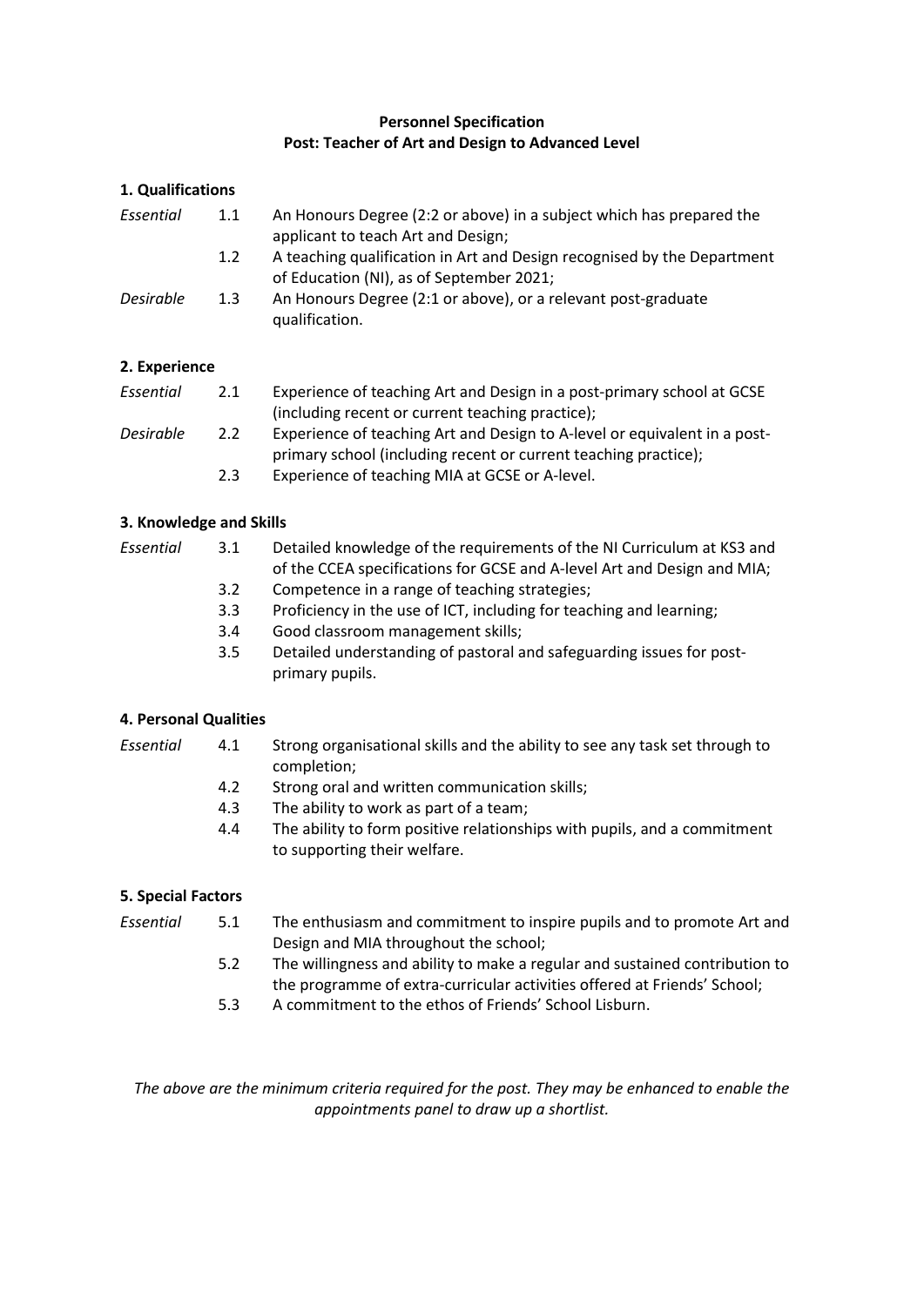**Personnel Specification**
**Post: Teacher of Art and Design to Advanced Level**

**1. Qualifications**

| | | |
|---|---|---|
| *Essential* | 1.1 | An Honours Degree (2:2 or above) in a subject which has prepared the applicant to teach Art and Design; |
| | 1.2 | A teaching qualification in Art and Design recognised by the Department of Education (NI), as of September 2021; |
| *Desirable* | 1.3 | An Honours Degree (2:1 or above), or a relevant post-graduate qualification. |

**2. Experience**

| | | |
|---|---|---|
| *Essential* | 2.1 | Experience of teaching Art and Design in a post-primary school at GCSE (including recent or current teaching practice); |
| *Desirable* | 2.2 | Experience of teaching Art and Design to A-level or equivalent in a post-primary school (including recent or current teaching practice); |
| | 2.3 | Experience of teaching MIA at GCSE or A-level. |

**3. Knowledge and Skills**

| | | |
|---|---|---|
| *Essential* | 3.1 | Detailed knowledge of the requirements of the NI Curriculum at KS3 and of the CCEA specifications for GCSE and A-level Art and Design and MIA; |
| | 3.2 | Competence in a range of teaching strategies; |
| | 3.3 | Proficiency in the use of ICT, including for teaching and learning; |
| | 3.4 | Good classroom management skills; |
| | 3.5 | Detailed understanding of pastoral and safeguarding issues for post-primary pupils. |

**4. Personal Qualities**

| | | |
|---|---|---|
| *Essential* | 4.1 | Strong organisational skills and the ability to see any task set through to completion; |
| | 4.2 | Strong oral and written communication skills; |
| | 4.3 | The ability to work as part of a team; |
| | 4.4 | The ability to form positive relationships with pupils, and a commitment to supporting their welfare. |

**5. Special Factors**

| | | |
|---|---|---|
| *Essential* | 5.1 | The enthusiasm and commitment to inspire pupils and to promote Art and Design and MIA throughout the school; |
| | 5.2 | The willingness and ability to make a regular and sustained contribution to the programme of extra-curricular activities offered at Friends' School; |
| | 5.3 | A commitment to the ethos of Friends' School Lisburn. |

*The above are the minimum criteria required for the post. They may be enhanced to enable the appointments panel to draw up a shortlist.*